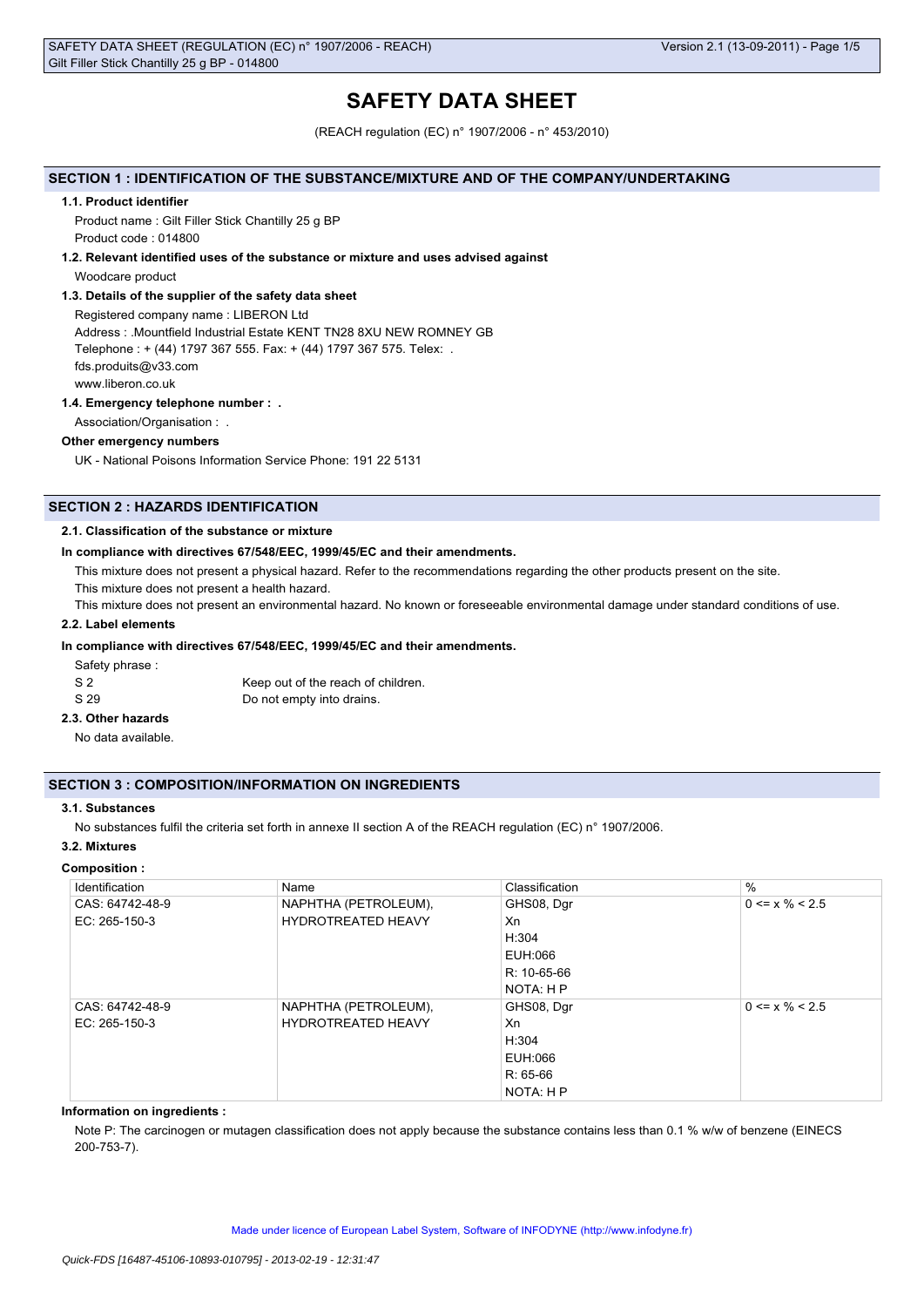# SAFETY DATA SHEET

(REACH regulation (EC) n° 1907/2006 - n° 453/2010)

## SECTION 1 : IDENTIFICATION OF THE SUBSTANCE/MIXTURE AND OF THE COMPANY/UNDERTAKING

### 1.1. Product identifier

Product name : Gilt Filler Stick Chantilly 25 g BP

Product code : 014800

### 1.2. Relevant identified uses of the substance or mixture and uses advised against

Woodcare product

### 1.3. Details of the supplier of the safety data sheet

Registered company name : LIBERON Ltd

Address : .Mountfield Industrial Estate KENT TN28 8XU NEW ROMNEY GB

Telephone : + (44) 1797 367 555. Fax: + (44) 1797 367 575. Telex: .

fds.produits@v33.com

www.liberon.co.uk

### 1.4. Emergency telephone number : .

Association/Organisation : .

**Other emergency numbers**

UK - National Poisons Information Service Phone: 191 22 5131

## SECTION 2 : HAZARDS IDENTIFICATION

### 2.1. Classification of the substance or mixture

**In compliance with directives 67/548/EEC, 1999/45/EC and their amendments.**

This mixture does not present a physical hazard. Refer to the recommendations regarding the other products present on the site.

This mixture does not present a health hazard.

This mixture does not present an environmental hazard. No known or foreseeable environmental damage under standard conditions of use.

### 2.2. Label elements

**In compliance with directives 67/548/EEC, 1999/45/EC and their amendments.**

Safety phrase :

| | |
|---|---|
| S 2 | Keep out of the reach of children. |
| S 29 | Do not empty into drains. |

### 2.3. Other hazards

No data available.

## SECTION 3 : COMPOSITION/INFORMATION ON INGREDIENTS

### 3.1. Substances

No substances fulfil the criteria set forth in annexe II section A of the REACH regulation (EC) n° 1907/2006.

### 3.2. Mixtures

**Composition :**

| Identification | Name | Classification | % |
|---|---|---|---|
| CAS: 64742-48-9<br>EC: 265-150-3 | NAPHTHA (PETROLEUM), HYDROTREATED HEAVY | GHS08, Dgr<br>Xn<br>H:304<br>EUH:066<br>R: 10-65-66<br>NOTA: H P | 0 <= x % < 2.5 |
| CAS: 64742-48-9<br>EC: 265-150-3 | NAPHTHA (PETROLEUM), HYDROTREATED HEAVY | GHS08, Dgr<br>Xn<br>H:304<br>EUH:066<br>R: 65-66<br>NOTA: H P | 0 <= x % < 2.5 |

**Information on ingredients :**

Note P: The carcinogen or mutagen classification does not apply because the substance contains less than 0.1 % w/w of benzene (EINECS 200-753-7).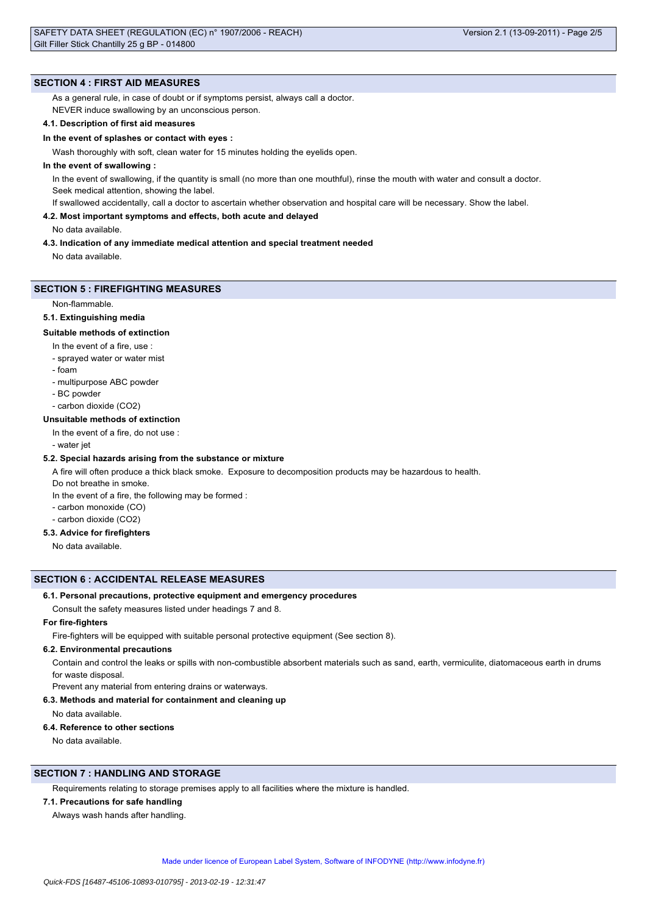## SECTION 4 : FIRST AID MEASURES

As a general rule, in case of doubt or if symptoms persist, always call a doctor.

NEVER induce swallowing by an unconscious person.

### 4.1. Description of first aid measures

**In the event of splashes or contact with eyes :**

Wash thoroughly with soft, clean water for 15 minutes holding the eyelids open.

**In the event of swallowing :**

In the event of swallowing, if the quantity is small (no more than one mouthful), rinse the mouth with water and consult a doctor.

Seek medical attention, showing the label.

If swallowed accidentally, call a doctor to ascertain whether observation and hospital care will be necessary. Show the label.

### 4.2. Most important symptoms and effects, both acute and delayed

No data available.

### 4.3. Indication of any immediate medical attention and special treatment needed

No data available.

## SECTION 5 : FIREFIGHTING MEASURES

Non-flammable.

### 5.1. Extinguishing media

**Suitable methods of extinction**

In the event of a fire, use :

- sprayed water or water mist
- foam
- multipurpose ABC powder
- BC powder
- carbon dioxide ($CO_2$)

**Unsuitable methods of extinction**

In the event of a fire, do not use :

- water jet

### 5.2. Special hazards arising from the substance or mixture

A fire will often produce a thick black smoke. Exposure to decomposition products may be hazardous to health.

Do not breathe in smoke.

In the event of a fire, the following may be formed :

- carbon monoxide (CO)
- carbon dioxide ($CO_2$)

### 5.3. Advice for firefighters

No data available.

## SECTION 6 : ACCIDENTAL RELEASE MEASURES

### 6.1. Personal precautions, protective equipment and emergency procedures

Consult the safety measures listed under headings 7 and 8.

**For fire-fighters**

Fire-fighters will be equipped with suitable personal protective equipment (See section 8).

### 6.2. Environmental precautions

Contain and control the leaks or spills with non-combustible absorbent materials such as sand, earth, vermiculite, diatomaceous earth in drums for waste disposal.

Prevent any material from entering drains or waterways.

### 6.3. Methods and material for containment and cleaning up

No data available.

### 6.4. Reference to other sections

No data available.

## SECTION 7 : HANDLING AND STORAGE

Requirements relating to storage premises apply to all facilities where the mixture is handled.

### 7.1. Precautions for safe handling

Always wash hands after handling.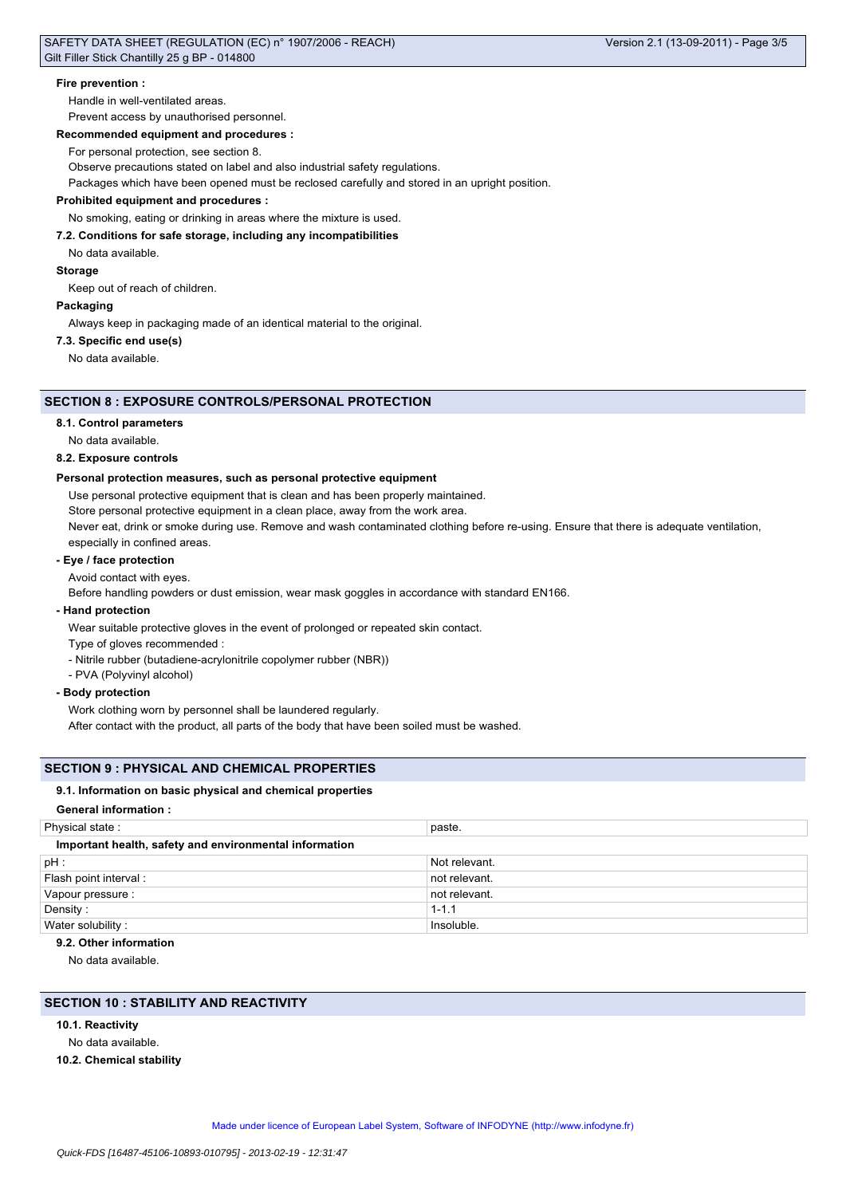**Fire prevention :**

Handle in well-ventilated areas.

Prevent access by unauthorised personnel.

**Recommended equipment and procedures :**

For personal protection, see section 8.

Observe precautions stated on label and also industrial safety regulations.

Packages which have been opened must be reclosed carefully and stored in an upright position.

**Prohibited equipment and procedures :**

No smoking, eating or drinking in areas where the mixture is used.

**7.2. Conditions for safe storage, including any incompatibilities**

No data available.

**Storage**

Keep out of reach of children.

**Packaging**

Always keep in packaging made of an identical material to the original.

**7.3. Specific end use(s)**

No data available.

## SECTION 8 : EXPOSURE CONTROLS/PERSONAL PROTECTION

**8.1. Control parameters**

No data available.

**8.2. Exposure controls**

**Personal protection measures, such as personal protective equipment**

Use personal protective equipment that is clean and has been properly maintained.

Store personal protective equipment in a clean place, away from the work area.

Never eat, drink or smoke during use. Remove and wash contaminated clothing before re-using. Ensure that there is adequate ventilation, especially in confined areas.

**- Eye / face protection**

Avoid contact with eyes.

Before handling powders or dust emission, wear mask goggles in accordance with standard EN166.

**- Hand protection**

Wear suitable protective gloves in the event of prolonged or repeated skin contact.

Type of gloves recommended :

- Nitrile rubber (butadiene-acrylonitrile copolymer rubber (NBR))
- PVA (Polyvinyl alcohol)

**- Body protection**

Work clothing worn by personnel shall be laundered regularly.

After contact with the product, all parts of the body that have been soiled must be washed.

## SECTION 9 : PHYSICAL AND CHEMICAL PROPERTIES

**9.1. Information on basic physical and chemical properties**

**General information :**

| Physical state : | paste. |
|---|---|
| **Important health, safety and environmental information** | |
| pH : | Not relevant. |
| Flash point interval : | not relevant. |
| Vapour pressure : | not relevant. |
| Density : | 1-1.1 |
| Water solubility : | Insoluble. |

**9.2. Other information**

No data available.

## SECTION 10 : STABILITY AND REACTIVITY

**10.1. Reactivity**

No data available.

**10.2. Chemical stability**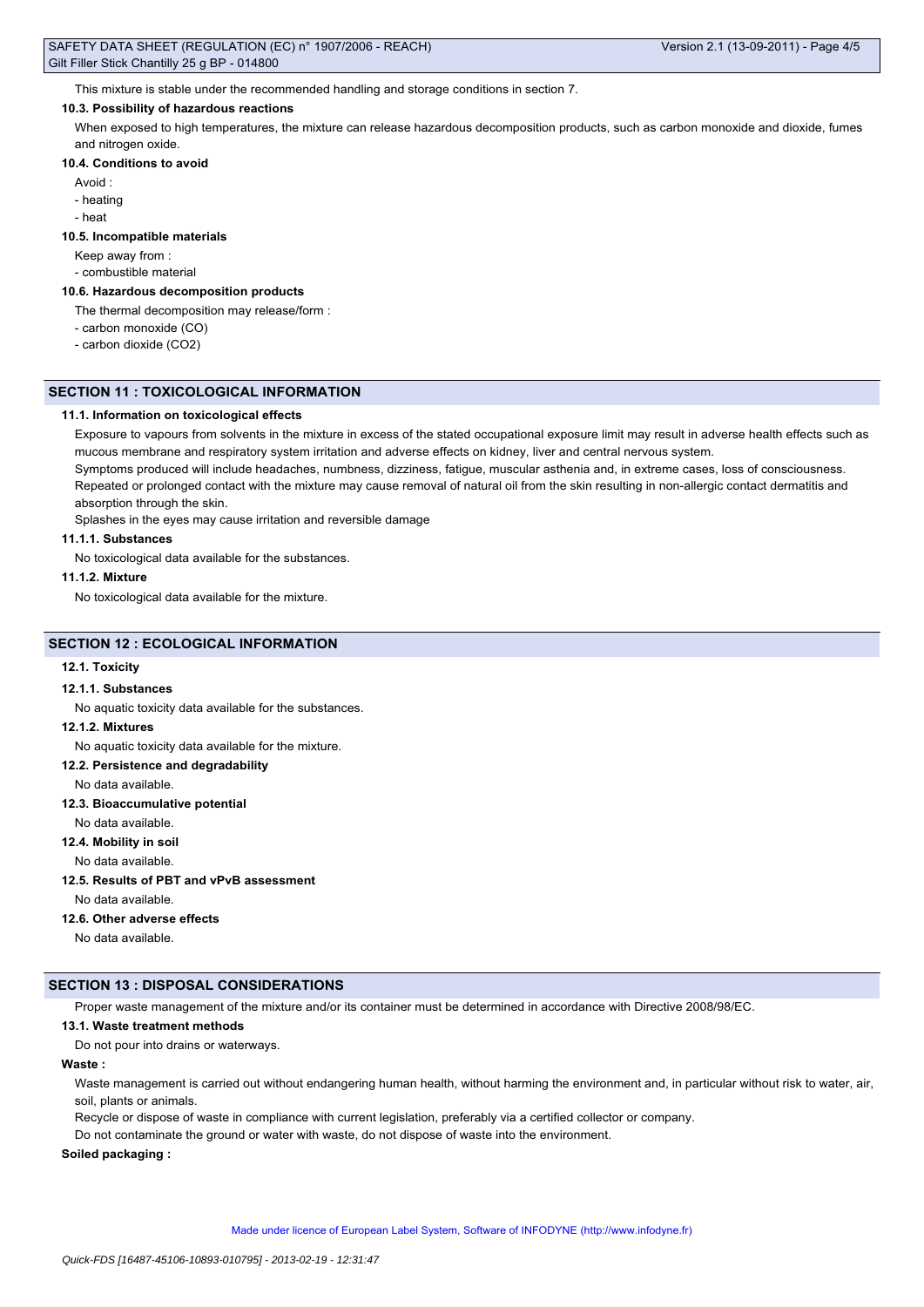This mixture is stable under the recommended handling and storage conditions in section 7.

#### 10.3. Possibility of hazardous reactions

When exposed to high temperatures, the mixture can release hazardous decomposition products, such as carbon monoxide and dioxide, fumes and nitrogen oxide.

#### 10.4. Conditions to avoid

Avoid :

- heating
- heat

#### 10.5. Incompatible materials

Keep away from :

- combustible material

#### 10.6. Hazardous decomposition products

The thermal decomposition may release/form :

- carbon monoxide (CO)
- carbon dioxide ($CO_2$)

## SECTION 11 : TOXICOLOGICAL INFORMATION

#### 11.1. Information on toxicological effects

Exposure to vapours from solvents in the mixture in excess of the stated occupational exposure limit may result in adverse health effects such as mucous membrane and respiratory system irritation and adverse effects on kidney, liver and central nervous system.

Symptoms produced will include headaches, numbness, dizziness, fatigue, muscular asthenia and, in extreme cases, loss of consciousness.

Repeated or prolonged contact with the mixture may cause removal of natural oil from the skin resulting in non-allergic contact dermatitis and absorption through the skin.

Splashes in the eyes may cause irritation and reversible damage

#### 11.1.1. Substances

No toxicological data available for the substances.

#### 11.1.2. Mixture

No toxicological data available for the mixture.

## SECTION 12 : ECOLOGICAL INFORMATION

#### 12.1. Toxicity

#### 12.1.1. Substances

No aquatic toxicity data available for the substances.

#### 12.1.2. Mixtures

No aquatic toxicity data available for the mixture.

#### 12.2. Persistence and degradability

No data available.

#### 12.3. Bioaccumulative potential

No data available.

#### 12.4. Mobility in soil

No data available.

#### 12.5. Results of PBT and vPvB assessment

No data available.

#### 12.6. Other adverse effects

No data available.

## SECTION 13 : DISPOSAL CONSIDERATIONS

Proper waste management of the mixture and/or its container must be determined in accordance with Directive 2008/98/EC.

#### 13.1. Waste treatment methods

Do not pour into drains or waterways.

**Waste :**

Waste management is carried out without endangering human health, without harming the environment and, in particular without risk to water, air, soil, plants or animals.

Recycle or dispose of waste in compliance with current legislation, preferably via a certified collector or company.

Do not contaminate the ground or water with waste, do not dispose of waste into the environment.

**Soiled packaging :**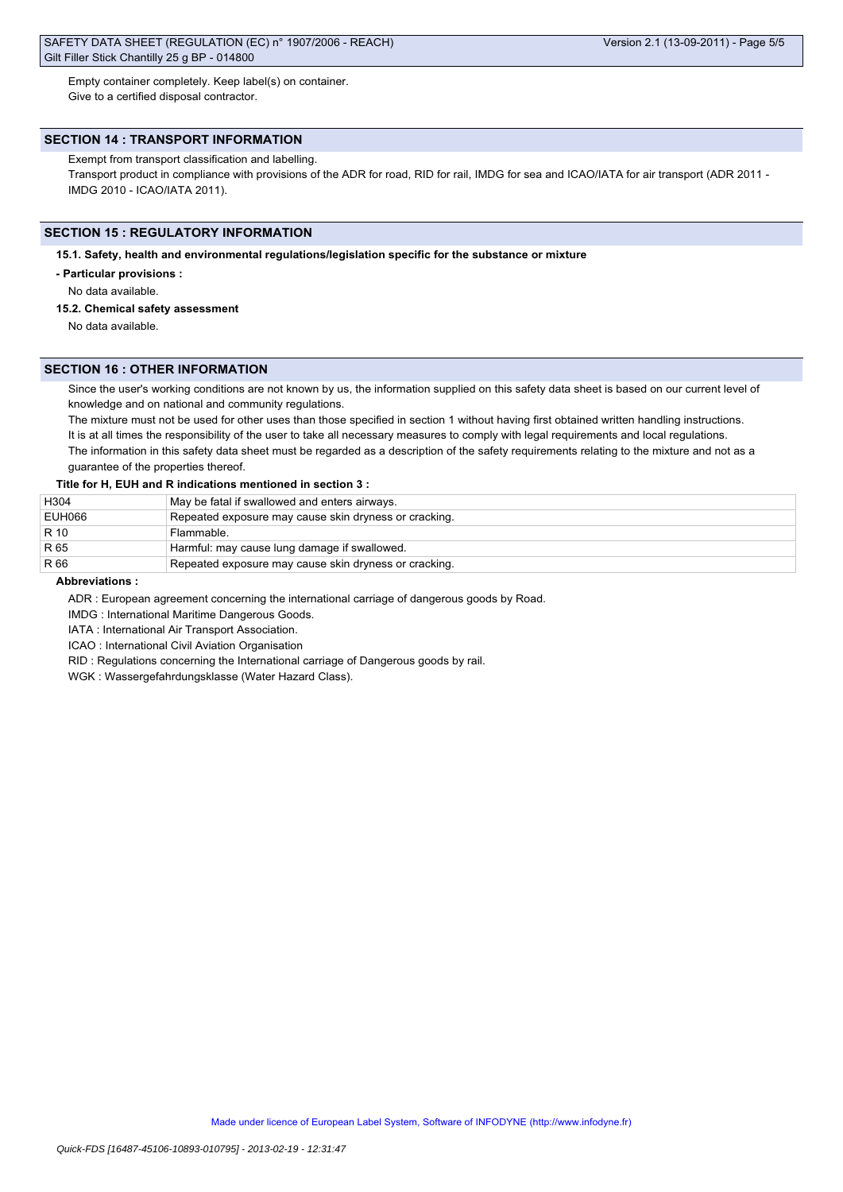Empty container completely. Keep label(s) on container.
Give to a certified disposal contractor.

## SECTION 14 : TRANSPORT INFORMATION

Exempt from transport classification and labelling.

Transport product in compliance with provisions of the ADR for road, RID for rail, IMDG for sea and ICAO/IATA for air transport (ADR 2011 - IMDG 2010 - ICAO/IATA 2011).

## SECTION 15 : REGULATORY INFORMATION

### 15.1. Safety, health and environmental regulations/legislation specific for the substance or mixture

**- Particular provisions :**

No data available.

### 15.2. Chemical safety assessment

No data available.

## SECTION 16 : OTHER INFORMATION

Since the user's working conditions are not known by us, the information supplied on this safety data sheet is based on our current level of knowledge and on national and community regulations.

The mixture must not be used for other uses than those specified in section 1 without having first obtained written handling instructions.

It is at all times the responsibility of the user to take all necessary measures to comply with legal requirements and local regulations.

The information in this safety data sheet must be regarded as a description of the safety requirements relating to the mixture and not as a guarantee of the properties thereof.

**Title for H, EUH and R indications mentioned in section 3 :**

| | |
|---|---|
| H304 | May be fatal if swallowed and enters airways. |
| EUH066 | Repeated exposure may cause skin dryness or cracking. |
| R 10 | Flammable. |
| R 65 | Harmful: may cause lung damage if swallowed. |
| R 66 | Repeated exposure may cause skin dryness or cracking. |

**Abbreviations :**

ADR : European agreement concerning the international carriage of dangerous goods by Road.

IMDG : International Maritime Dangerous Goods.

IATA : International Air Transport Association.

ICAO : International Civil Aviation Organisation

RID : Regulations concerning the International carriage of Dangerous goods by rail.

WGK : Wassergefahrdungsklasse (Water Hazard Class).

Made under licence of European Label System, Software of INFODYNE (http://www.infodyne.fr)

*Quick-FDS [16487-45106-10893-010795] - 2013-02-19 - 12:31:47*